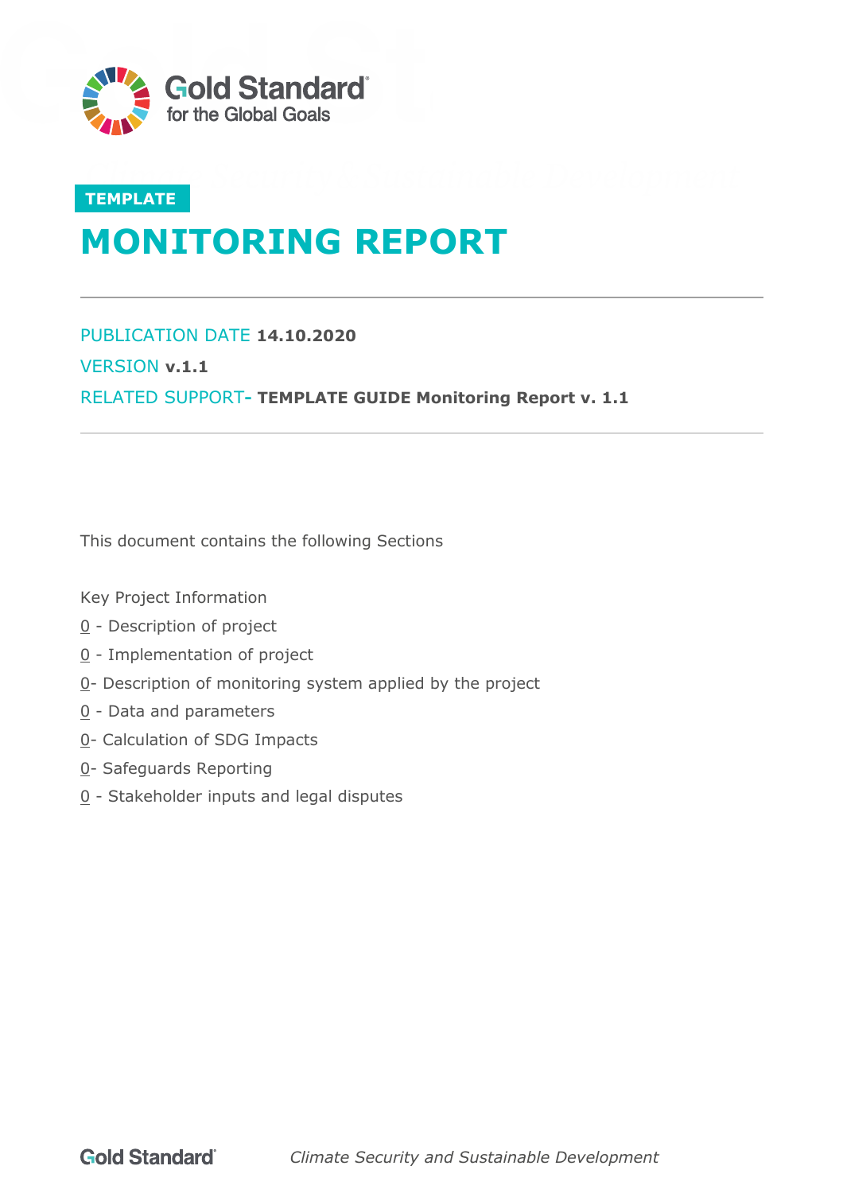Gold Standard for the Global Goals

TEMPLATE

# MONITORING REPORT

PUBLICATION DATE **14.10.2020**

VERSION **v.1.1**

RELATED SUPPORT- **TEMPLATE GUIDE Monitoring Report v. 1.1**

This document contains the following Sections

Key Project Information

0 - Description of project

0 - Implementation of project

0- Description of monitoring system applied by the project

0 - Data and parameters

0- Calculation of SDG Impacts

0- Safeguards Reporting

0 - Stakeholder inputs and legal disputes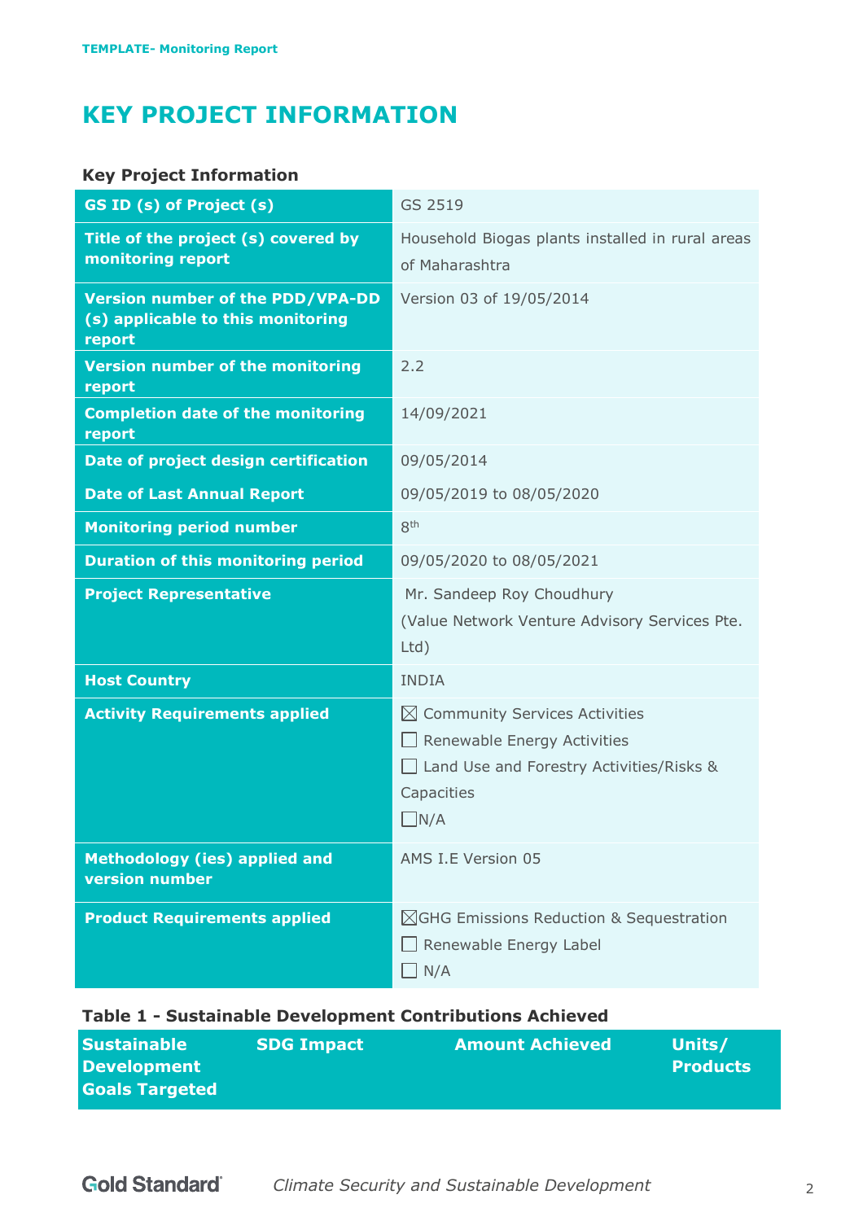# KEY PROJECT INFORMATION

### Key Project Information

| | |
|---|---|
| **GS ID (s) of Project (s)** | GS 2519 |
| **Title of the project (s) covered by monitoring report** | Household Biogas plants installed in rural areas of Maharashtra |
| **Version number of the PDD/VPA-DD (s) applicable to this monitoring report** | Version 03 of 19/05/2014 |
| **Version number of the monitoring report** | 2.2 |
| **Completion date of the monitoring report** | 14/09/2021 |
| **Date of project design certification** | 09/05/2014 |
| **Date of Last Annual Report** | 09/05/2019 to 08/05/2020 |
| **Monitoring period number** | 8th |
| **Duration of this monitoring period** | 09/05/2020 to 08/05/2021 |
| **Project Representative** | Mr. Sandeep Roy Choudhury (Value Network Venture Advisory Services Pte. Ltd) |
| **Host Country** | INDIA |
| **Activity Requirements applied** | ☒ Community Services Activities<br>☐ Renewable Energy Activities<br>☐ Land Use and Forestry Activities/Risks & Capacities<br>☐N/A |
| **Methodology (ies) applied and version number** | AMS I.E Version 05 |
| **Product Requirements applied** | ☒GHG Emissions Reduction & Sequestration<br>☐ Renewable Energy Label<br>☐ N/A |

### Table 1 - Sustainable Development Contributions Achieved

| Sustainable Development Goals Targeted | SDG Impact | Amount Achieved | Units/ Products |
|---|---|---|---|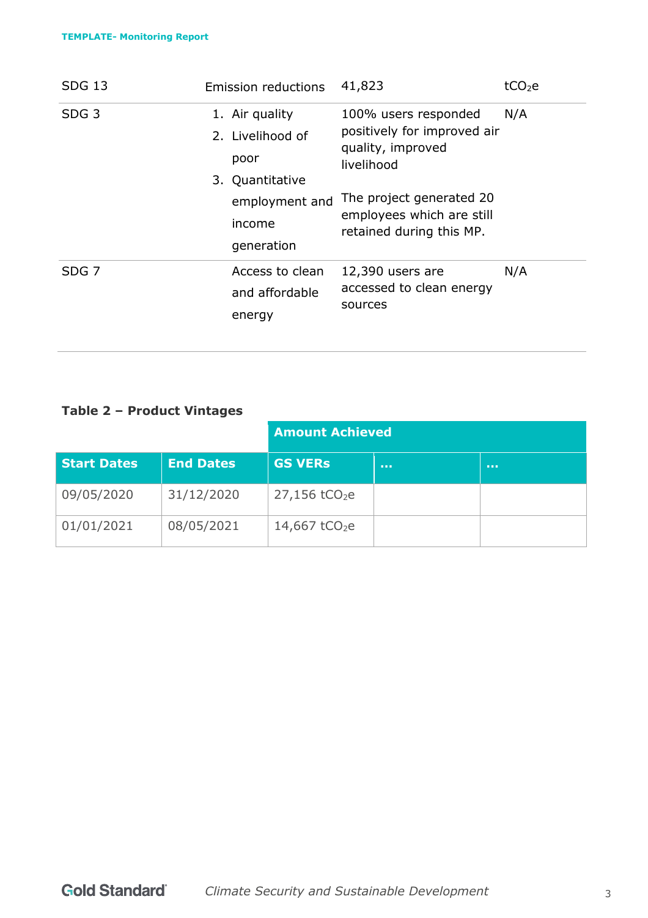| | | | |
|---|---|---|---|
| SDG 13 | Emission reductions | 41,823 | $tCO_2e$ |
| SDG 3 | 1. Air quality<br>2. Livelihood of poor<br>3. Quantitative employment and income generation | 100% users responded positively for improved air quality, improved livelihood<br><br>The project generated 20 employees which are still retained during this MP. | N/A |
| SDG 7 | Access to clean and affordable energy | 12,390 users are accessed to clean energy sources | N/A |

**Table 2 – Product Vintages**

| | | Amount Achieved | | |
|---|---|---|---|---|
| **Start Dates** | **End Dates** | **GS VERs** | **…** | **…** |
| 09/05/2020 | 31/12/2020 | 27,156 $tCO_2e$ | | |
| 01/01/2021 | 08/05/2021 | 14,667 $tCO_2e$ | | |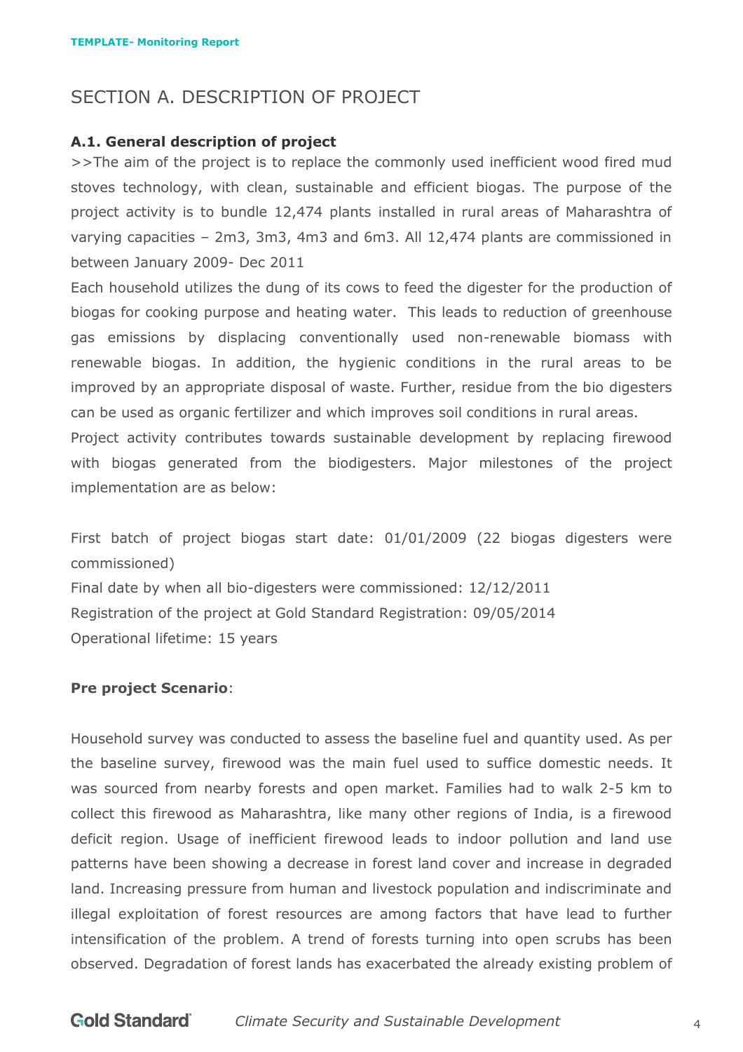## SECTION A. DESCRIPTION OF PROJECT

### A.1. General description of project

>>The aim of the project is to replace the commonly used inefficient wood fired mud stoves technology, with clean, sustainable and efficient biogas. The purpose of the project activity is to bundle 12,474 plants installed in rural areas of Maharashtra of varying capacities – 2m3, 3m3, 4m3 and 6m3. All 12,474 plants are commissioned in between January 2009- Dec 2011

Each household utilizes the dung of its cows to feed the digester for the production of biogas for cooking purpose and heating water. This leads to reduction of greenhouse gas emissions by displacing conventionally used non-renewable biomass with renewable biogas. In addition, the hygienic conditions in the rural areas to be improved by an appropriate disposal of waste. Further, residue from the bio digesters can be used as organic fertilizer and which improves soil conditions in rural areas.

Project activity contributes towards sustainable development by replacing firewood with biogas generated from the biodigesters. Major milestones of the project implementation are as below:

First batch of project biogas start date: 01/01/2009 (22 biogas digesters were commissioned)

Final date by when all bio-digesters were commissioned: 12/12/2011

Registration of the project at Gold Standard Registration: 09/05/2014

Operational lifetime: 15 years

**Pre project Scenario**:

Household survey was conducted to assess the baseline fuel and quantity used. As per the baseline survey, firewood was the main fuel used to suffice domestic needs. It was sourced from nearby forests and open market. Families had to walk 2-5 km to collect this firewood as Maharashtra, like many other regions of India, is a firewood deficit region. Usage of inefficient firewood leads to indoor pollution and land use patterns have been showing a decrease in forest land cover and increase in degraded land. Increasing pressure from human and livestock population and indiscriminate and illegal exploitation of forest resources are among factors that have lead to further intensification of the problem. A trend of forests turning into open scrubs has been observed. Degradation of forest lands has exacerbated the already existing problem of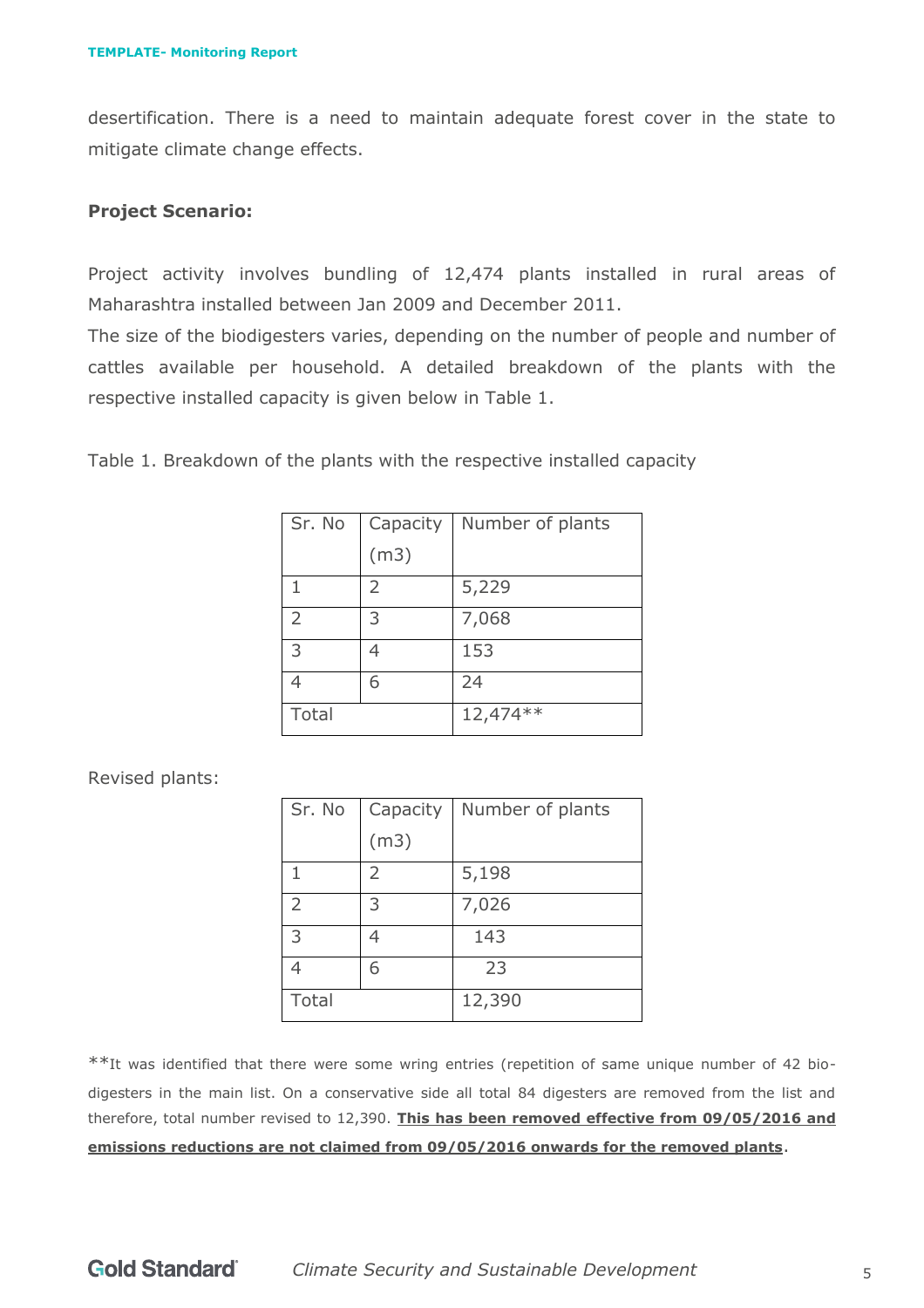desertification. There is a need to maintain adequate forest cover in the state to mitigate climate change effects.

**Project Scenario:**

Project activity involves bundling of 12,474 plants installed in rural areas of Maharashtra installed between Jan 2009 and December 2011.
The size of the biodigesters varies, depending on the number of people and number of cattles available per household. A detailed breakdown of the plants with the respective installed capacity is given below in Table 1.

Table 1. Breakdown of the plants with the respective installed capacity

| Sr. No | Capacity (m3) | Number of plants |
|---|---|---|
| 1 | 2 | 5,229 |
| 2 | 3 | 7,068 |
| 3 | 4 | 153 |
| 4 | 6 | 24 |
| Total | | 12,474** |

Revised plants:

| Sr. No | Capacity (m3) | Number of plants |
|---|---|---|
| 1 | 2 | 5,198 |
| 2 | 3 | 7,026 |
| 3 | 4 | 143 |
| 4 | 6 | 23 |
| Total | | 12,390 |

**It was identified that there were some wring entries (repetition of same unique number of 42 bio-digesters in the main list. On a conservative side all total 84 digesters are removed from the list and therefore, total number revised to 12,390. **<u>This has been removed effective from 09/05/2016 and emissions reductions are not claimed from 09/05/2016 onwards for the removed plants</u>**.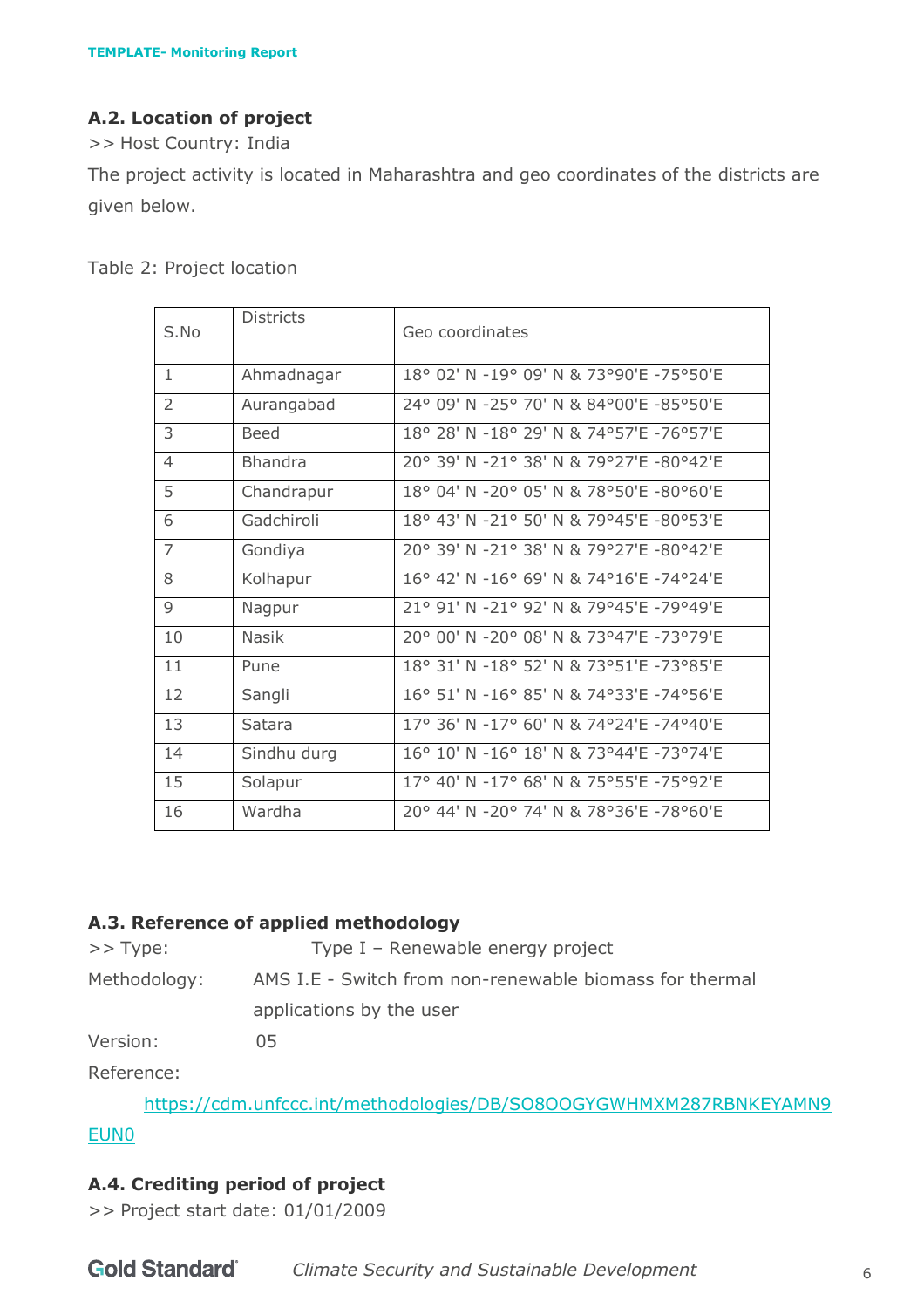### A.2. Location of project

>> Host Country: India

The project activity is located in Maharashtra and geo coordinates of the districts are given below.

Table 2: Project location

| S.No | Districts | Geo coordinates |
|---|---|---|
| 1 | Ahmadnagar | 18° 02' N -19° 09' N & 73°90'E -75°50'E |
| 2 | Aurangabad | 24° 09' N -25° 70' N & 84°00'E -85°50'E |
| 3 | Beed | 18° 28' N -18° 29' N & 74°57'E -76°57'E |
| 4 | Bhandra | 20° 39' N -21° 38' N & 79°27'E -80°42'E |
| 5 | Chandrapur | 18° 04' N -20° 05' N & 78°50'E -80°60'E |
| 6 | Gadchiroli | 18° 43' N -21° 50' N & 79°45'E -80°53'E |
| 7 | Gondiya | 20° 39' N -21° 38' N & 79°27'E -80°42'E |
| 8 | Kolhapur | 16° 42' N -16° 69' N & 74°16'E -74°24'E |
| 9 | Nagpur | 21° 91' N -21° 92' N & 79°45'E -79°49'E |
| 10 | Nasik | 20° 00' N -20° 08' N & 73°47'E -73°79'E |
| 11 | Pune | 18° 31' N -18° 52' N & 73°51'E -73°85'E |
| 12 | Sangli | 16° 51' N -16° 85' N & 74°33'E -74°56'E |
| 13 | Satara | 17° 36' N -17° 60' N & 74°24'E -74°40'E |
| 14 | Sindhu durg | 16° 10' N -16° 18' N & 73°44'E -73°74'E |
| 15 | Solapur | 17° 40' N -17° 68' N & 75°55'E -75°92'E |
| 16 | Wardha | 20° 44' N -20° 74' N & 78°36'E -78°60'E |

### A.3. Reference of applied methodology

>> Type: Type I – Renewable energy project

Methodology: AMS I.E - Switch from non-renewable biomass for thermal applications by the user

Version: 05

Reference:

https://cdm.unfccc.int/methodologies/DB/SO8OOGYGWHMXM287RBNKEYAMN9EUN0

### A.4. Crediting period of project

>> Project start date: 01/01/2009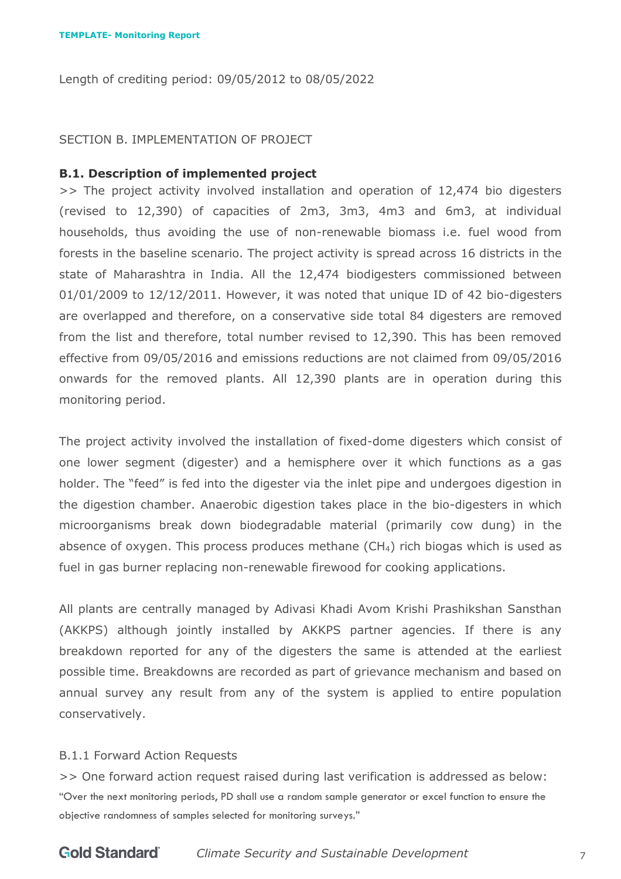Length of crediting period: 09/05/2012 to 08/05/2022

SECTION B. IMPLEMENTATION OF PROJECT

**B.1. Description of implemented project**

>> The project activity involved installation and operation of 12,474 bio digesters (revised to 12,390) of capacities of 2m3, 3m3, 4m3 and 6m3, at individual households, thus avoiding the use of non-renewable biomass i.e. fuel wood from forests in the baseline scenario. The project activity is spread across 16 districts in the state of Maharashtra in India. All the 12,474 biodigesters commissioned between 01/01/2009 to 12/12/2011. However, it was noted that unique ID of 42 bio-digesters are overlapped and therefore, on a conservative side total 84 digesters are removed from the list and therefore, total number revised to 12,390. This has been removed effective from 09/05/2016 and emissions reductions are not claimed from 09/05/2016 onwards for the removed plants. All 12,390 plants are in operation during this monitoring period.

The project activity involved the installation of fixed-dome digesters which consist of one lower segment (digester) and a hemisphere over it which functions as a gas holder. The "feed" is fed into the digester via the inlet pipe and undergoes digestion in the digestion chamber. Anaerobic digestion takes place in the bio-digesters in which microorganisms break down biodegradable material (primarily cow dung) in the absence of oxygen. This process produces methane ($CH_4$) rich biogas which is used as fuel in gas burner replacing non-renewable firewood for cooking applications.

All plants are centrally managed by Adivasi Khadi Avom Krishi Prashikshan Sansthan (AKKPS) although jointly installed by AKKPS partner agencies. If there is any breakdown reported for any of the digesters the same is attended at the earliest possible time. Breakdowns are recorded as part of grievance mechanism and based on annual survey any result from any of the system is applied to entire population conservatively.

B.1.1 Forward Action Requests

>> One forward action request raised during last verification is addressed as below:

"Over the next monitoring periods, PD shall use a random sample generator or excel function to ensure the objective randomness of samples selected for monitoring surveys."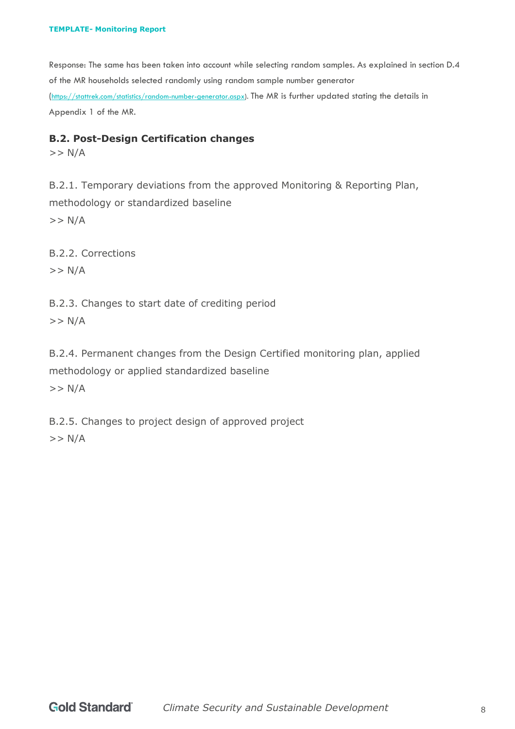Response: The same has been taken into account while selecting random samples. As explained in section D.4 of the MR households selected randomly using random sample number generator (https://stattrek.com/statistics/random-number-generator.aspx). The MR is further updated stating the details in Appendix 1 of the MR.

## B.2. Post-Design Certification changes

>> N/A

B.2.1. Temporary deviations from the approved Monitoring & Reporting Plan, methodology or standardized baseline

>> N/A

B.2.2. Corrections

>> N/A

B.2.3. Changes to start date of crediting period

>> N/A

B.2.4. Permanent changes from the Design Certified monitoring plan, applied methodology or applied standardized baseline

>> N/A

B.2.5. Changes to project design of approved project

>> N/A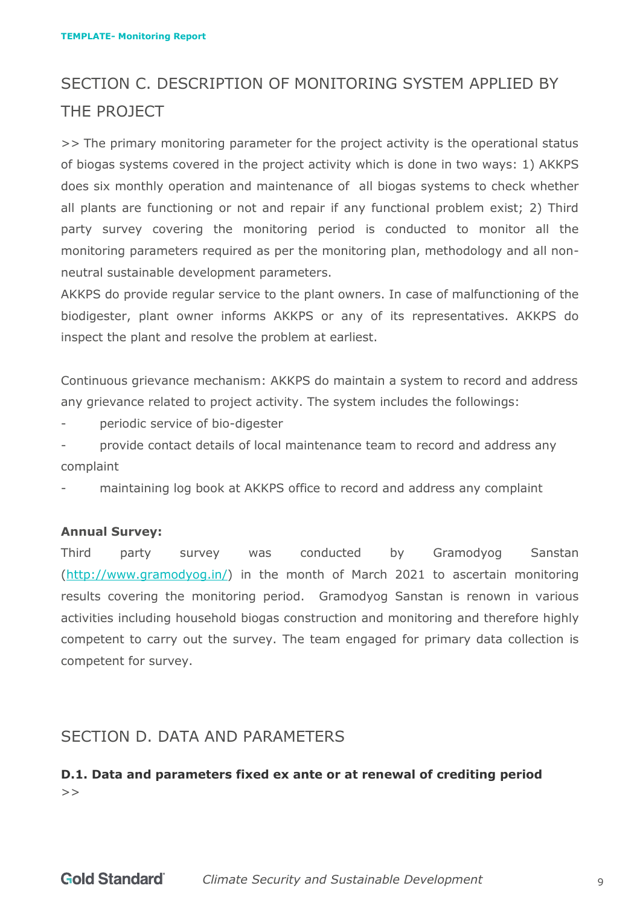# SECTION C. DESCRIPTION OF MONITORING SYSTEM APPLIED BY THE PROJECT

>> The primary monitoring parameter for the project activity is the operational status of biogas systems covered in the project activity which is done in two ways: 1) AKKPS does six monthly operation and maintenance of all biogas systems to check whether all plants are functioning or not and repair if any functional problem exist; 2) Third party survey covering the monitoring period is conducted to monitor all the monitoring parameters required as per the monitoring plan, methodology and all non-neutral sustainable development parameters.

AKKPS do provide regular service to the plant owners. In case of malfunctioning of the biodigester, plant owner informs AKKPS or any of its representatives. AKKPS do inspect the plant and resolve the problem at earliest.

Continuous grievance mechanism: AKKPS do maintain a system to record and address any grievance related to project activity. The system includes the followings:

- periodic service of bio-digester
- provide contact details of local maintenance team to record and address any complaint
- maintaining log book at AKKPS office to record and address any complaint

**Annual Survey:**

Third party survey was conducted by Gramodyog Sanstan (http://www.gramodyog.in/) in the month of March 2021 to ascertain monitoring results covering the monitoring period. Gramodyog Sanstan is renown in various activities including household biogas construction and monitoring and therefore highly competent to carry out the survey. The team engaged for primary data collection is competent for survey.

# SECTION D. DATA AND PARAMETERS

### D.1. Data and parameters fixed ex ante or at renewal of crediting period

>>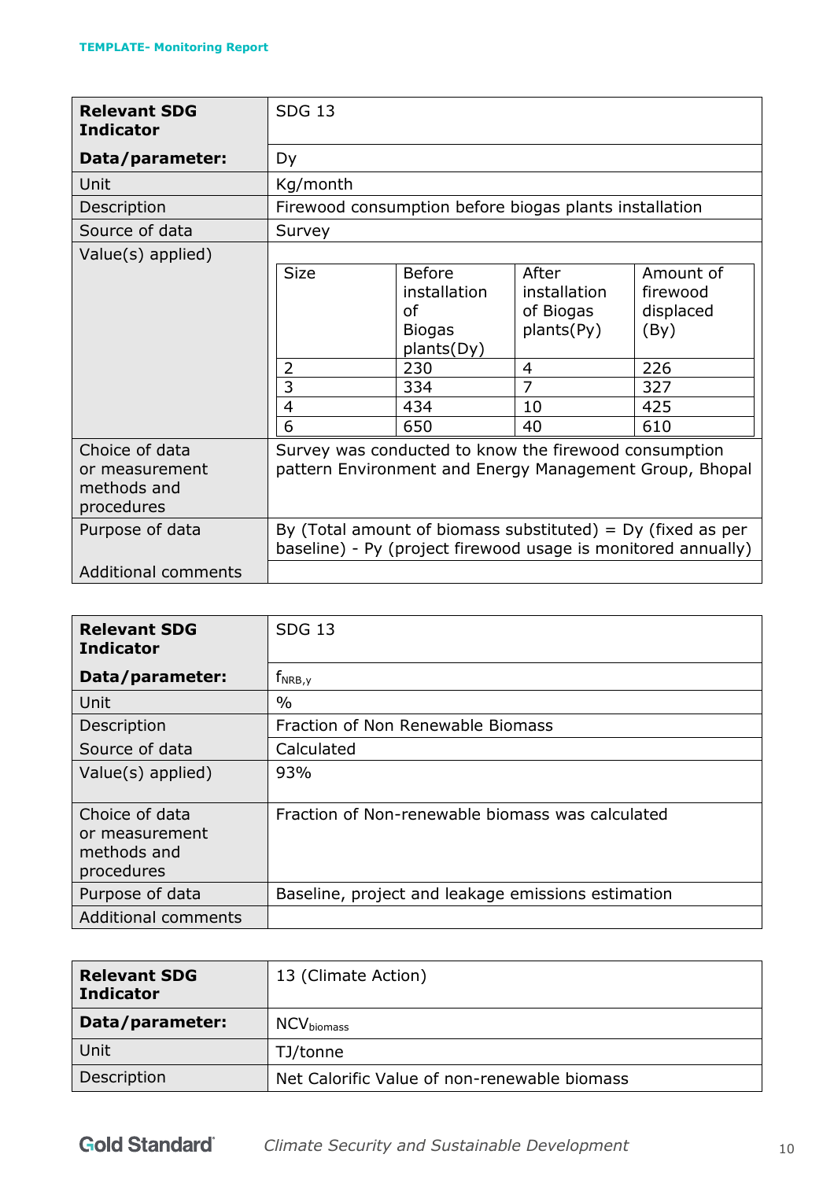| **Relevant SDG Indicator** | SDG 13 |
|---|---|
| **Data/parameter:** | Dy |
| Unit | Kg/month |
| Description | Firewood consumption before biogas plants installation |
| Source of data | Survey |
| Value(s) applied) | <table><tr><td>Size</td><td>Before installation of Biogas plants(Dy)</td><td>After installation of Biogas plants(Py)</td><td>Amount of firewood displaced (By)</td></tr><tr><td>2</td><td>230</td><td>4</td><td>226</td></tr><tr><td>3</td><td>334</td><td>7</td><td>327</td></tr><tr><td>4</td><td>434</td><td>10</td><td>425</td></tr><tr><td>6</td><td>650</td><td>40</td><td>610</td></tr></table> |
| Choice of data or measurement methods and procedures | Survey was conducted to know the firewood consumption pattern Environment and Energy Management Group, Bhopal |
| Purpose of data | By (Total amount of biomass substituted) = Dy (fixed as per baseline) - Py (project firewood usage is monitored annually) |
| Additional comments | |

| **Relevant SDG Indicator** | SDG 13 |
|---|---|
| **Data/parameter:** | $f_{NRB,y}$ |
| Unit | % |
| Description | Fraction of Non Renewable Biomass |
| Source of data | Calculated |
| Value(s) applied) | 93% |
| Choice of data or measurement methods and procedures | Fraction of Non-renewable biomass was calculated |
| Purpose of data | Baseline, project and leakage emissions estimation |
| Additional comments | |

| **Relevant SDG Indicator** | 13 (Climate Action) |
|---|---|
| **Data/parameter:** | $NCV_{biomass}$ |
| Unit | TJ/tonne |
| Description | Net Calorific Value of non-renewable biomass |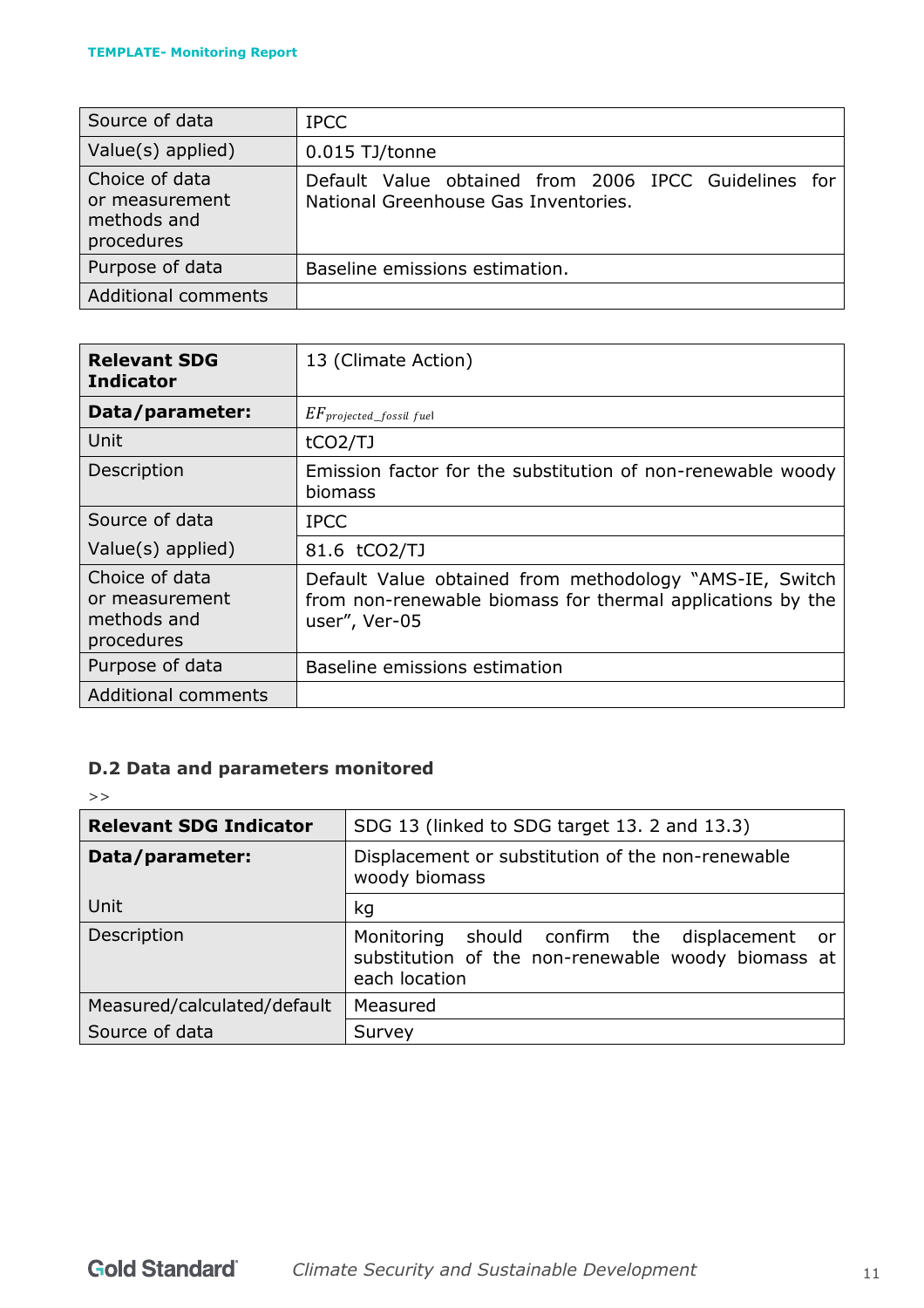| Source of data | IPCC |
| --- | --- |
| Value(s) applied) | 0.015 TJ/tonne |
| Choice of data or measurement methods and procedures | Default Value obtained from 2006 IPCC Guidelines for National Greenhouse Gas Inventories. |
| Purpose of data | Baseline emissions estimation. |
| Additional comments | |

| **Relevant SDG Indicator** | 13 (Climate Action) |
| --- | --- |
| **Data/parameter:** | $EF_{projected\_fossil\ fuel}$ |
| Unit | tCO2/TJ |
| Description | Emission factor for the substitution of non-renewable woody biomass |
| Source of data | IPCC |
| Value(s) applied) | 81.6 tCO2/TJ |
| Choice of data or measurement methods and procedures | Default Value obtained from methodology "AMS-IE, Switch from non-renewable biomass for thermal applications by the user", Ver-05 |
| Purpose of data | Baseline emissions estimation |
| Additional comments | |

### D.2 Data and parameters monitored

>>

| **Relevant SDG Indicator** | SDG 13 (linked to SDG target 13. 2 and 13.3) |
| --- | --- |
| **Data/parameter:** | Displacement or substitution of the non-renewable woody biomass |
| Unit | kg |
| Description | Monitoring should confirm the displacement or substitution of the non-renewable woody biomass at each location |
| Measured/calculated/default | Measured |
| Source of data | Survey |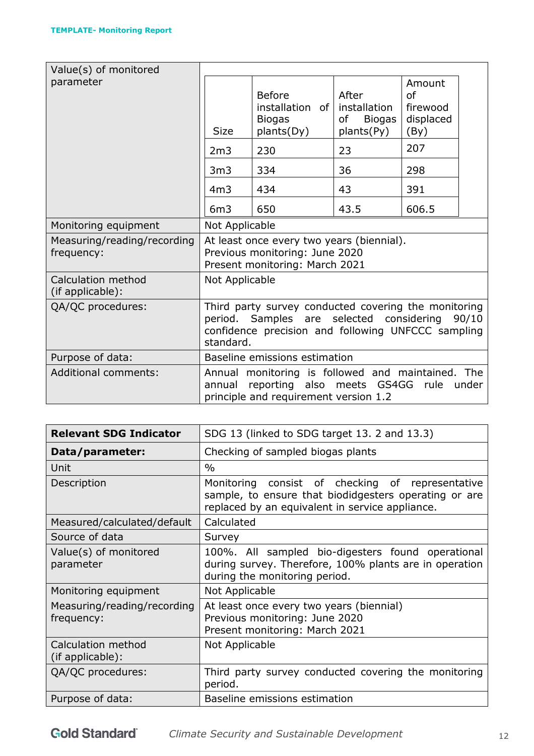| Value(s) of monitored parameter | <table><tr><th>Size</th><th>Before installation of Biogas plants(Dy)</th><th>After installation of Biogas plants(Py)</th><th>Amount of firewood displaced (By)</th></tr><tr><td>2m3</td><td>230</td><td>23</td><td>207</td></tr><tr><td>3m3</td><td>334</td><td>36</td><td>298</td></tr><tr><td>4m3</td><td>434</td><td>43</td><td>391</td></tr><tr><td>6m3</td><td>650</td><td>43.5</td><td>606.5</td></tr></table> |
|---|---|
| Monitoring equipment | Not Applicable |
| Measuring/reading/recording frequency: | At least once every two years (biennial).<br>Previous monitoring: June 2020<br>Present monitoring: March 2021 |
| Calculation method (if applicable): | Not Applicable |
| QA/QC procedures: | Third party survey conducted covering the monitoring period. Samples are selected considering 90/10 confidence precision and following UNFCCC sampling standard. |
| Purpose of data: | Baseline emissions estimation |
| Additional comments: | Annual monitoring is followed and maintained. The annual reporting also meets GS4GG rule under principle and requirement version 1.2 |

| **Relevant SDG Indicator** | SDG 13 (linked to SDG target 13. 2 and 13.3) |
|---|---|
| **Data/parameter:** | Checking of sampled biogas plants |
| Unit | % |
| Description | Monitoring consist of checking of representative sample, to ensure that biodidgesters operating or are replaced by an equivalent in service appliance. |
| Measured/calculated/default | Calculated |
| Source of data | Survey |
| Value(s) of monitored parameter | 100%. All sampled bio-digesters found operational during survey. Therefore, 100% plants are in operation during the monitoring period. |
| Monitoring equipment | Not Applicable |
| Measuring/reading/recording frequency: | At least once every two years (biennial)<br>Previous monitoring: June 2020<br>Present monitoring: March 2021 |
| Calculation method (if applicable): | Not Applicable |
| QA/QC procedures: | Third party survey conducted covering the monitoring period. |
| Purpose of data: | Baseline emissions estimation |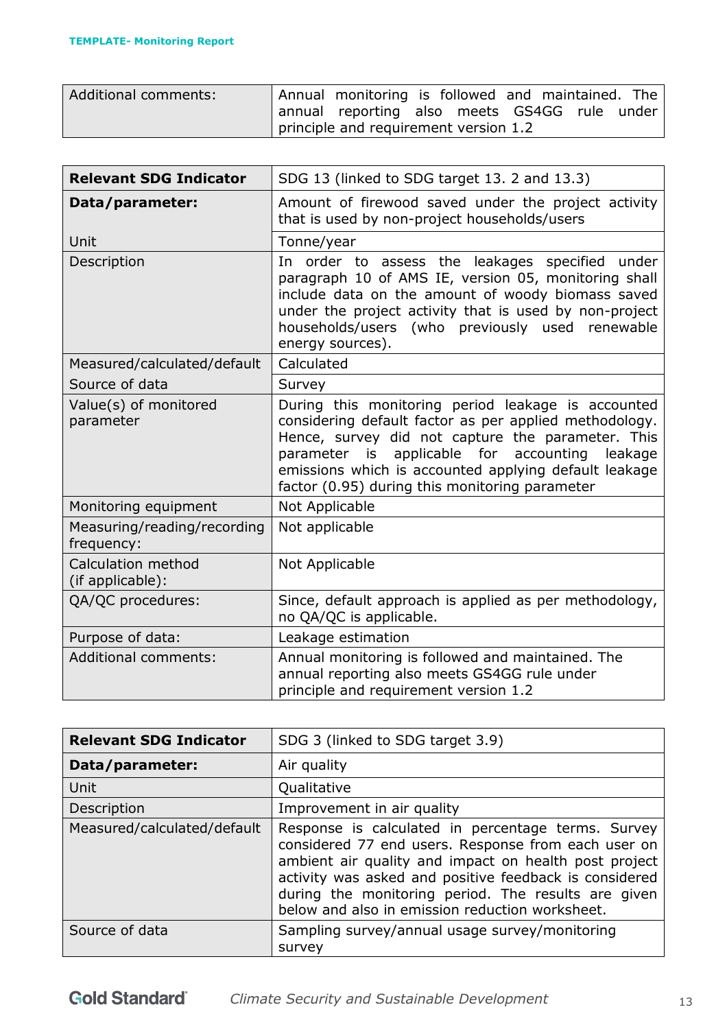| Additional comments: | Annual monitoring is followed and maintained. The annual reporting also meets GS4GG rule under principle and requirement version 1.2 |
|---|---|

| **Relevant SDG Indicator** | SDG 13 (linked to SDG target 13. 2 and 13.3) |
|---|---|
| **Data/parameter:** | Amount of firewood saved under the project activity that is used by non-project households/users |
| Unit | Tonne/year |
| Description | In order to assess the leakages specified under paragraph 10 of AMS IE, version 05, monitoring shall include data on the amount of woody biomass saved under the project activity that is used by non-project households/users (who previously used renewable energy sources). |
| Measured/calculated/default | Calculated |
| Source of data | Survey |
| Value(s) of monitored parameter | During this monitoring period leakage is accounted considering default factor as per applied methodology. Hence, survey did not capture the parameter. This parameter is applicable for accounting leakage emissions which is accounted applying default leakage factor (0.95) during this monitoring parameter |
| Monitoring equipment | Not Applicable |
| Measuring/reading/recording frequency: | Not applicable |
| Calculation method (if applicable): | Not Applicable |
| QA/QC procedures: | Since, default approach is applied as per methodology, no QA/QC is applicable. |
| Purpose of data: | Leakage estimation |
| Additional comments: | Annual monitoring is followed and maintained. The annual reporting also meets GS4GG rule under principle and requirement version 1.2 |

| **Relevant SDG Indicator** | SDG 3 (linked to SDG target 3.9) |
|---|---|
| **Data/parameter:** | Air quality |
| Unit | Qualitative |
| Description | Improvement in air quality |
| Measured/calculated/default | Response is calculated in percentage terms. Survey considered 77 end users. Response from each user on ambient air quality and impact on health post project activity was asked and positive feedback is considered during the monitoring period. The results are given below and also in emission reduction worksheet. |
| Source of data | Sampling survey/annual usage survey/monitoring survey |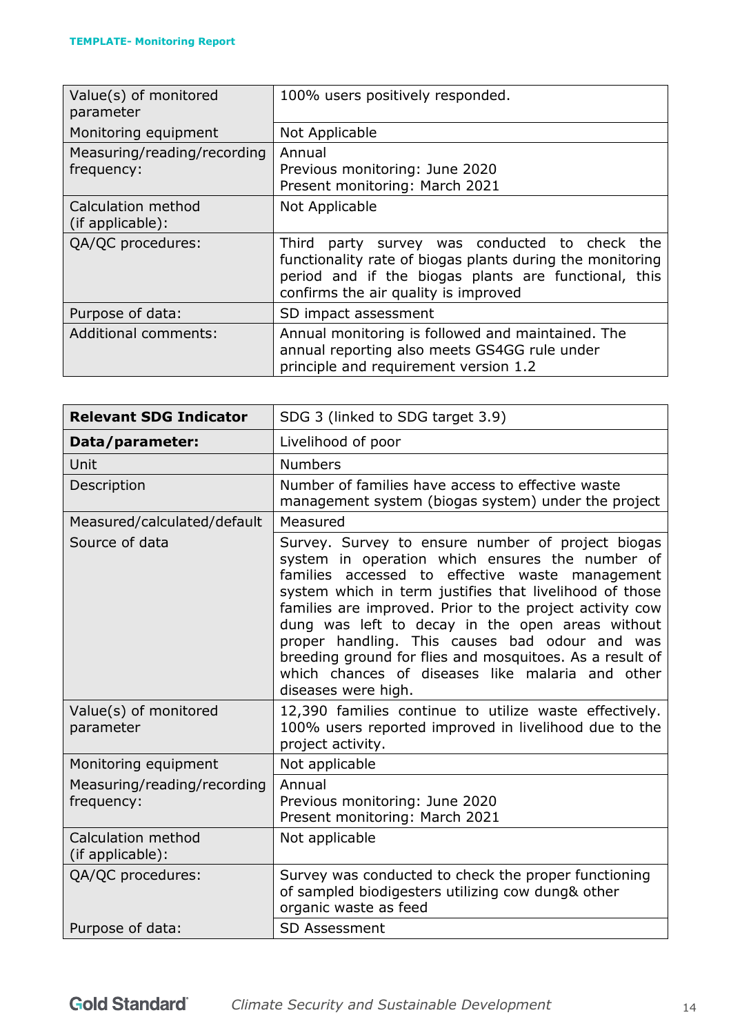| | |
|---|---|
| Value(s) of monitored parameter | 100% users positively responded. |
| Monitoring equipment | Not Applicable |
| Measuring/reading/recording frequency: | Annual<br>Previous monitoring: June 2020<br>Present monitoring: March 2021 |
| Calculation method (if applicable): | Not Applicable |
| QA/QC procedures: | Third party survey was conducted to check the functionality rate of biogas plants during the monitoring period and if the biogas plants are functional, this confirms the air quality is improved |
| Purpose of data: | SD impact assessment |
| Additional comments: | Annual monitoring is followed and maintained. The annual reporting also meets GS4GG rule under principle and requirement version 1.2 |

| **Relevant SDG Indicator** | SDG 3 (linked to SDG target 3.9) |
|---|---|
| **Data/parameter:** | Livelihood of poor |
| Unit | Numbers |
| Description | Number of families have access to effective waste management system (biogas system) under the project |
| Measured/calculated/default | Measured |
| Source of data | Survey. Survey to ensure number of project biogas system in operation which ensures the number of families accessed to effective waste management system which in term justifies that livelihood of those families are improved. Prior to the project activity cow dung was left to decay in the open areas without proper handling. This causes bad odour and was breeding ground for flies and mosquitoes. As a result of which chances of diseases like malaria and other diseases were high. |
| Value(s) of monitored parameter | 12,390 families continue to utilize waste effectively. 100% users reported improved in livelihood due to the project activity. |
| Monitoring equipment | Not applicable |
| Measuring/reading/recording frequency: | Annual<br>Previous monitoring: June 2020<br>Present monitoring: March 2021 |
| Calculation method (if applicable): | Not applicable |
| QA/QC procedures: | Survey was conducted to check the proper functioning of sampled biodigesters utilizing cow dung& other organic waste as feed |
| Purpose of data: | SD Assessment |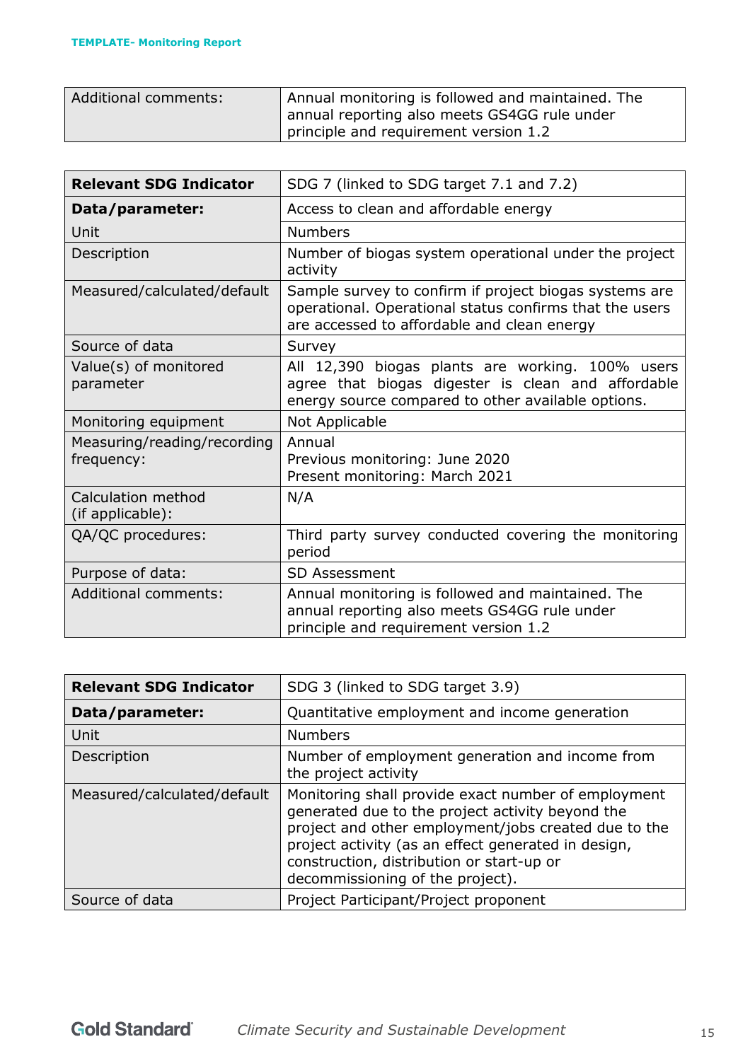| Additional comments: | Annual monitoring is followed and maintained. The annual reporting also meets GS4GG rule under principle and requirement version 1.2 |
|---|---|

| **Relevant SDG Indicator** | SDG 7 (linked to SDG target 7.1 and 7.2) |
|---|---|
| **Data/parameter:** | Access to clean and affordable energy |
| Unit | Numbers |
| Description | Number of biogas system operational under the project activity |
| Measured/calculated/default | Sample survey to confirm if project biogas systems are operational. Operational status confirms that the users are accessed to affordable and clean energy |
| Source of data | Survey |
| Value(s) of monitored parameter | All 12,390 biogas plants are working. 100% users agree that biogas digester is clean and affordable energy source compared to other available options. |
| Monitoring equipment | Not Applicable |
| Measuring/reading/recording frequency: | Annual<br>Previous monitoring: June 2020<br>Present monitoring: March 2021 |
| Calculation method (if applicable): | N/A |
| QA/QC procedures: | Third party survey conducted covering the monitoring period |
| Purpose of data: | SD Assessment |
| Additional comments: | Annual monitoring is followed and maintained. The annual reporting also meets GS4GG rule under principle and requirement version 1.2 |

| **Relevant SDG Indicator** | SDG 3 (linked to SDG target 3.9) |
|---|---|
| **Data/parameter:** | Quantitative employment and income generation |
| Unit | Numbers |
| Description | Number of employment generation and income from the project activity |
| Measured/calculated/default | Monitoring shall provide exact number of employment generated due to the project activity beyond the project and other employment/jobs created due to the project activity (as an effect generated in design, construction, distribution or start-up or decommissioning of the project). |
| Source of data | Project Participant/Project proponent |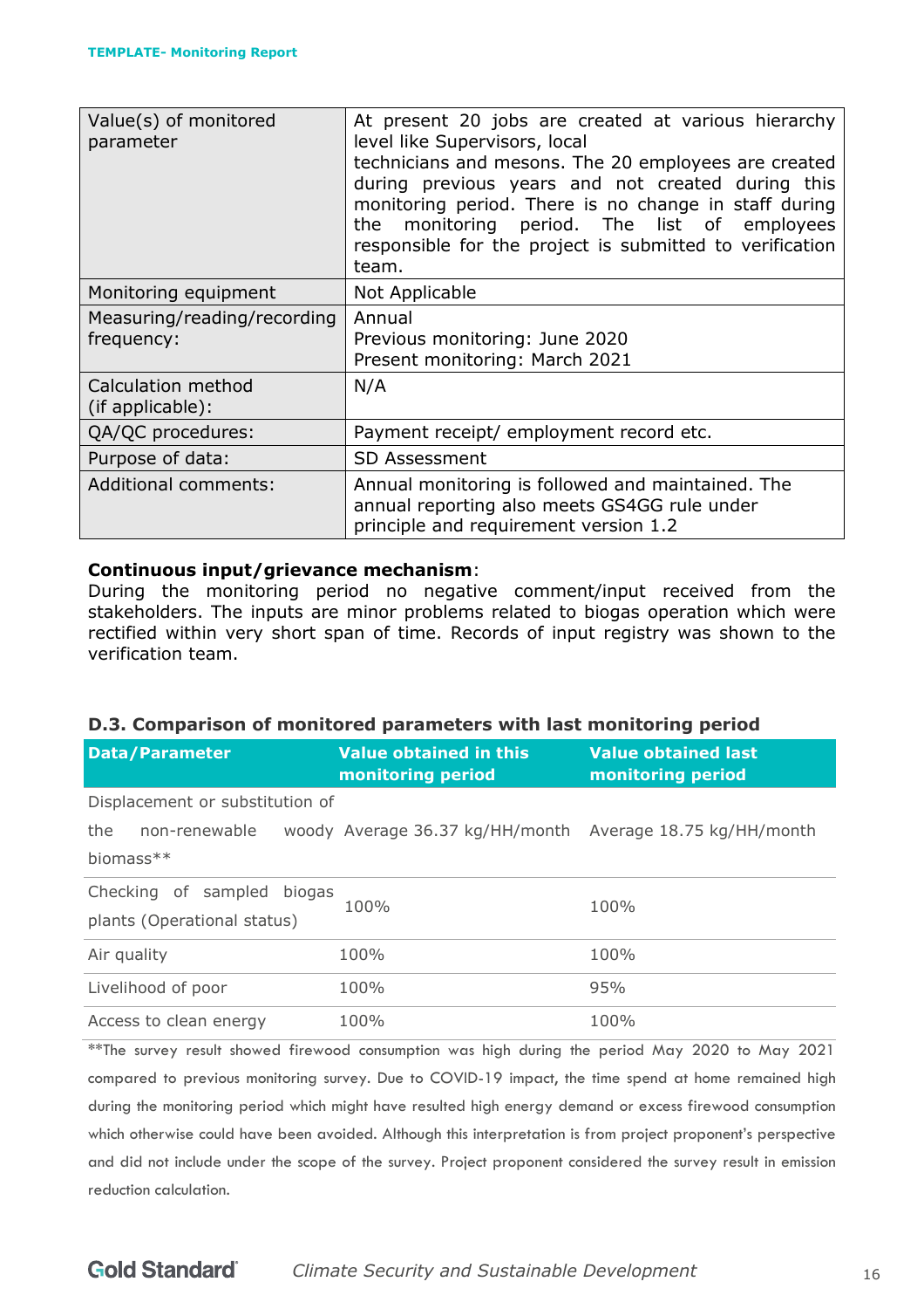| Value(s) of monitored parameter | At present 20 jobs are created at various hierarchy level like Supervisors, local technicians and mesons. The 20 employees are created during previous years and not created during this monitoring period. There is no change in staff during the monitoring period. The list of employees responsible for the project is submitted to verification team. |
|---|---|
| Monitoring equipment | Not Applicable |
| Measuring/reading/recording frequency: | Annual<br>Previous monitoring: June 2020<br>Present monitoring: March 2021 |
| Calculation method (if applicable): | N/A |
| QA/QC procedures: | Payment receipt/ employment record etc. |
| Purpose of data: | SD Assessment |
| Additional comments: | Annual monitoring is followed and maintained. The annual reporting also meets GS4GG rule under principle and requirement version 1.2 |

**Continuous input/grievance mechanism**:
During the monitoring period no negative comment/input received from the stakeholders. The inputs are minor problems related to biogas operation which were rectified within very short span of time. Records of input registry was shown to the verification team.

### D.3. Comparison of monitored parameters with last monitoring period

| Data/Parameter | Value obtained in this monitoring period | Value obtained last monitoring period |
|---|---|---|
| Displacement or substitution of the non-renewable woody biomass** | Average 36.37 kg/HH/month | Average 18.75 kg/HH/month |
| Checking of sampled biogas plants (Operational status) | 100% | 100% |
| Air quality | 100% | 100% |
| Livelihood of poor | 100% | 95% |
| Access to clean energy | 100% | 100% |

**The survey result showed firewood consumption was high during the period May 2020 to May 2021 compared to previous monitoring survey. Due to COVID-19 impact, the time spend at home remained high during the monitoring period which might have resulted high energy demand or excess firewood consumption which otherwise could have been avoided. Although this interpretation is from project proponent's perspective and did not include under the scope of the survey. Project proponent considered the survey result in emission reduction calculation.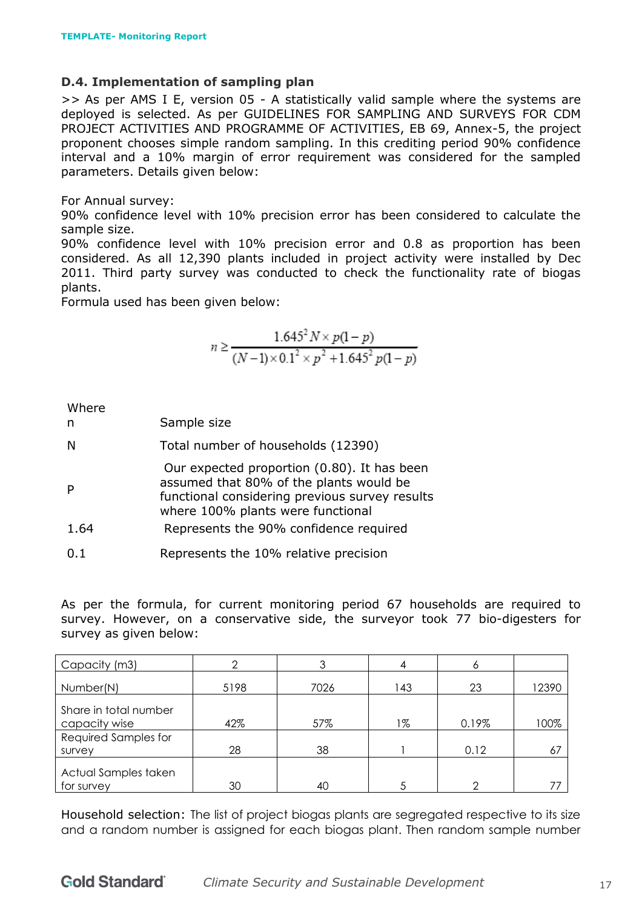### D.4. Implementation of sampling plan

>> As per AMS I E, version 05 - A statistically valid sample where the systems are deployed is selected. As per GUIDELINES FOR SAMPLING AND SURVEYS FOR CDM PROJECT ACTIVITIES AND PROGRAMME OF ACTIVITIES, EB 69, Annex-5, the project proponent chooses simple random sampling. In this crediting period 90% confidence interval and a 10% margin of error requirement was considered for the sampled parameters. Details given below:

For Annual survey:
90% confidence level with 10% precision error has been considered to calculate the sample size.
90% confidence level with 10% precision error and 0.8 as proportion has been considered. As all 12,390 plants included in project activity were installed by Dec 2011. Third party survey was conducted to check the functionality rate of biogas plants.
Formula used has been given below:

$$n \geq \frac{1.645^2 N \times p(1-p)}{(N-1)\times 0.1^2 \times p^2 + 1.645^2 p(1-p)}$$

| Where | |
|---|---|
| n | Sample size |
| N | Total number of households (12390) |
| P | Our expected proportion (0.80). It has been assumed that 80% of the plants would be functional considering previous survey results where 100% plants were functional |
| 1.64 | Represents the 90% confidence required |
| 0.1 | Represents the 10% relative precision |

As per the formula, for current monitoring period 67 households are required to survey. However, on a conservative side, the surveyor took 77 bio-digesters for survey as given below:

| Capacity (m3) | 2 | 3 | 4 | 6 | |
|---|---|---|---|---|---|
| Number(N) | 5198 | 7026 | 143 | 23 | 12390 |
| Share in total number capacity wise | 42% | 57% | 1% | 0.19% | 100% |
| Required Samples for survey | 28 | 38 | 1 | 0.12 | 67 |
| Actual Samples taken for survey | 30 | 40 | 5 | 2 | 77 |

Household selection: The list of project biogas plants are segregated respective to its size and a random number is assigned for each biogas plant. Then random sample number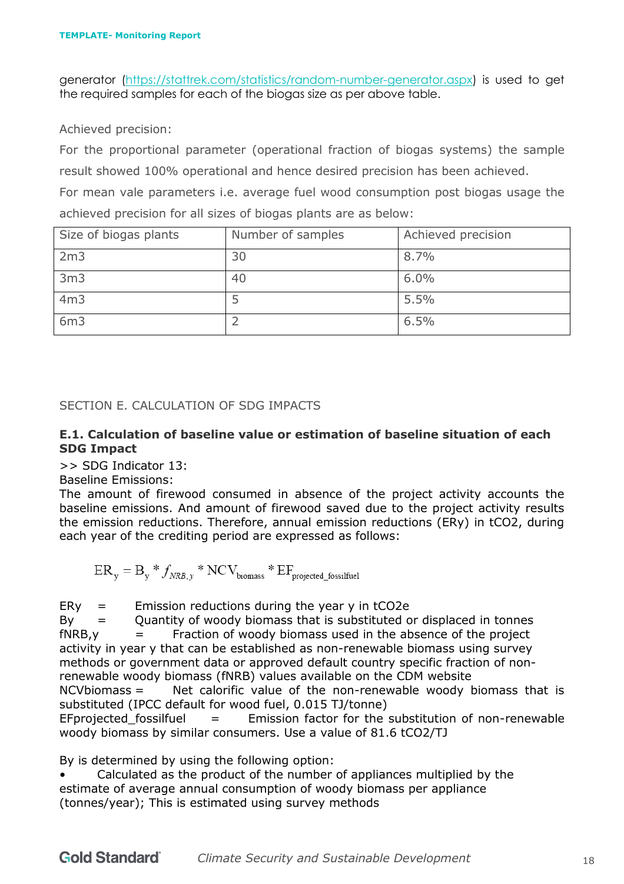generator (https://stattrek.com/statistics/random-number-generator.aspx) is used to get the required samples for each of the biogas size as per above table.

Achieved precision:

For the proportional parameter (operational fraction of biogas systems) the sample result showed 100% operational and hence desired precision has been achieved.

For mean vale parameters i.e. average fuel wood consumption post biogas usage the achieved precision for all sizes of biogas plants are as below:

| Size of biogas plants | Number of samples | Achieved precision |
|---|---|---|
| 2m3 | 30 | 8.7% |
| 3m3 | 40 | 6.0% |
| 4m3 | 5 | 5.5% |
| 6m3 | 2 | 6.5% |

SECTION E. CALCULATION OF SDG IMPACTS

**E.1. Calculation of baseline value or estimation of baseline situation of each SDG Impact**

>> SDG Indicator 13:

Baseline Emissions:

The amount of firewood consumed in absence of the project activity accounts the baseline emissions. And amount of firewood saved due to the project activity results the emission reductions. Therefore, annual emission reductions (ERy) in tCO2, during each year of the crediting period are expressed as follows:

$$ER_y = B_y * f_{NRB,y} * NCV_{biomass} * EF_{projected\_fossilfuel}$$

$ER_y$ = Emission reductions during the year y in tCO2e

$B_y$ = Quantity of woody biomass that is substituted or displaced in tonnes

$f_{NRB,y}$ = Fraction of woody biomass used in the absence of the project activity in year y that can be established as non-renewable biomass using survey methods or government data or approved default country specific fraction of non-renewable woody biomass (fNRB) values available on the CDM website

$NCV_{biomass}$ = Net calorific value of the non-renewable woody biomass that is substituted (IPCC default for wood fuel, 0.015 TJ/tonne)

$EF_{projected\_fossilfuel}$ = Emission factor for the substitution of non-renewable woody biomass by similar consumers. Use a value of 81.6 tCO2/TJ

By is determined by using the following option:

- Calculated as the product of the number of appliances multiplied by the estimate of average annual consumption of woody biomass per appliance (tonnes/year); This is estimated using survey methods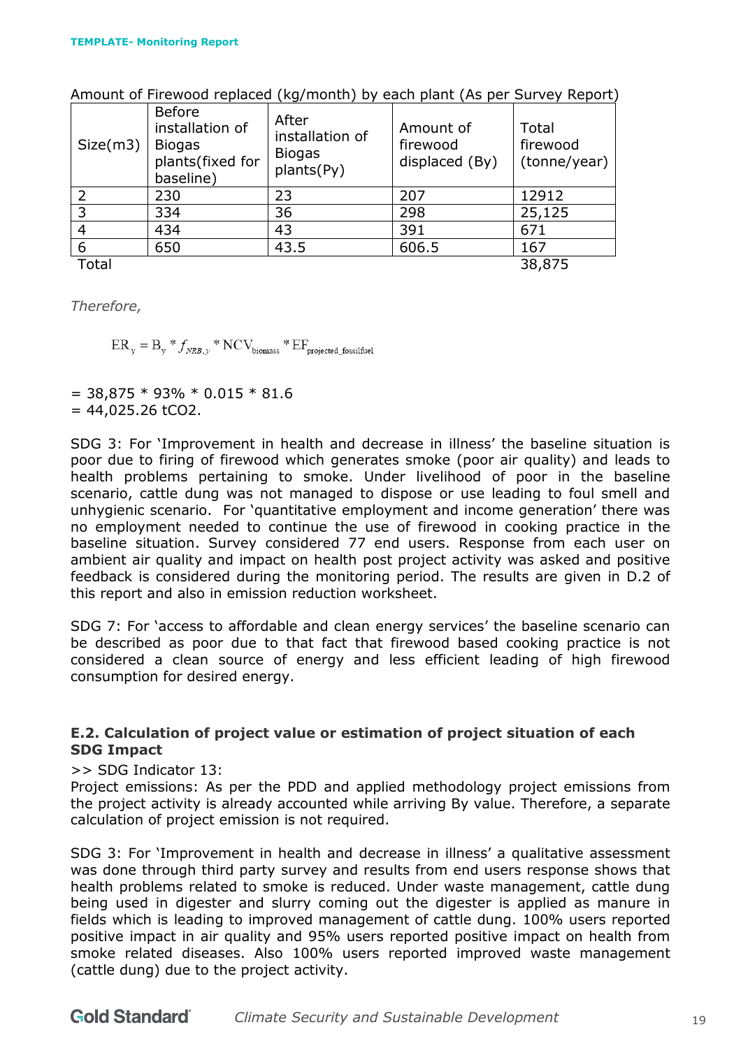Amount of Firewood replaced (kg/month) by each plant (As per Survey Report)

| Size(m3) | Before installation of Biogas plants(fixed for baseline) | After installation of Biogas plants(Py) | Amount of firewood displaced (By) | Total firewood (tonne/year) |
|---|---|---|---|---|
| 2 | 230 | 23 | 207 | 12912 |
| 3 | 334 | 36 | 298 | 25,125 |
| 4 | 434 | 43 | 391 | 671 |
| 6 | 650 | 43.5 | 606.5 | 167 |
| Total | | | | 38,875 |

*Therefore,*

$$ER_y = B_y * f_{NRB,y} * NCV_{biomass} * EF_{projected\_fossilfuel}$$

= 38,875 * 93% * 0.015 * 81.6
= 44,025.26 tCO2.

SDG 3: For 'Improvement in health and decrease in illness' the baseline situation is poor due to firing of firewood which generates smoke (poor air quality) and leads to health problems pertaining to smoke. Under livelihood of poor in the baseline scenario, cattle dung was not managed to dispose or use leading to foul smell and unhygienic scenario. For 'quantitative employment and income generation' there was no employment needed to continue the use of firewood in cooking practice in the baseline situation. Survey considered 77 end users. Response from each user on ambient air quality and impact on health post project activity was asked and positive feedback is considered during the monitoring period. The results are given in D.2 of this report and also in emission reduction worksheet.

SDG 7: For 'access to affordable and clean energy services' the baseline scenario can be described as poor due to that fact that firewood based cooking practice is not considered a clean source of energy and less efficient leading of high firewood consumption for desired energy.

### E.2. Calculation of project value or estimation of project situation of each SDG Impact

>> SDG Indicator 13:
Project emissions: As per the PDD and applied methodology project emissions from the project activity is already accounted while arriving By value. Therefore, a separate calculation of project emission is not required.

SDG 3: For 'Improvement in health and decrease in illness' a qualitative assessment was done through third party survey and results from end users response shows that health problems related to smoke is reduced. Under waste management, cattle dung being used in digester and slurry coming out the digester is applied as manure in fields which is leading to improved management of cattle dung. 100% users reported positive impact in air quality and 95% users reported positive impact on health from smoke related diseases. Also 100% users reported improved waste management (cattle dung) due to the project activity.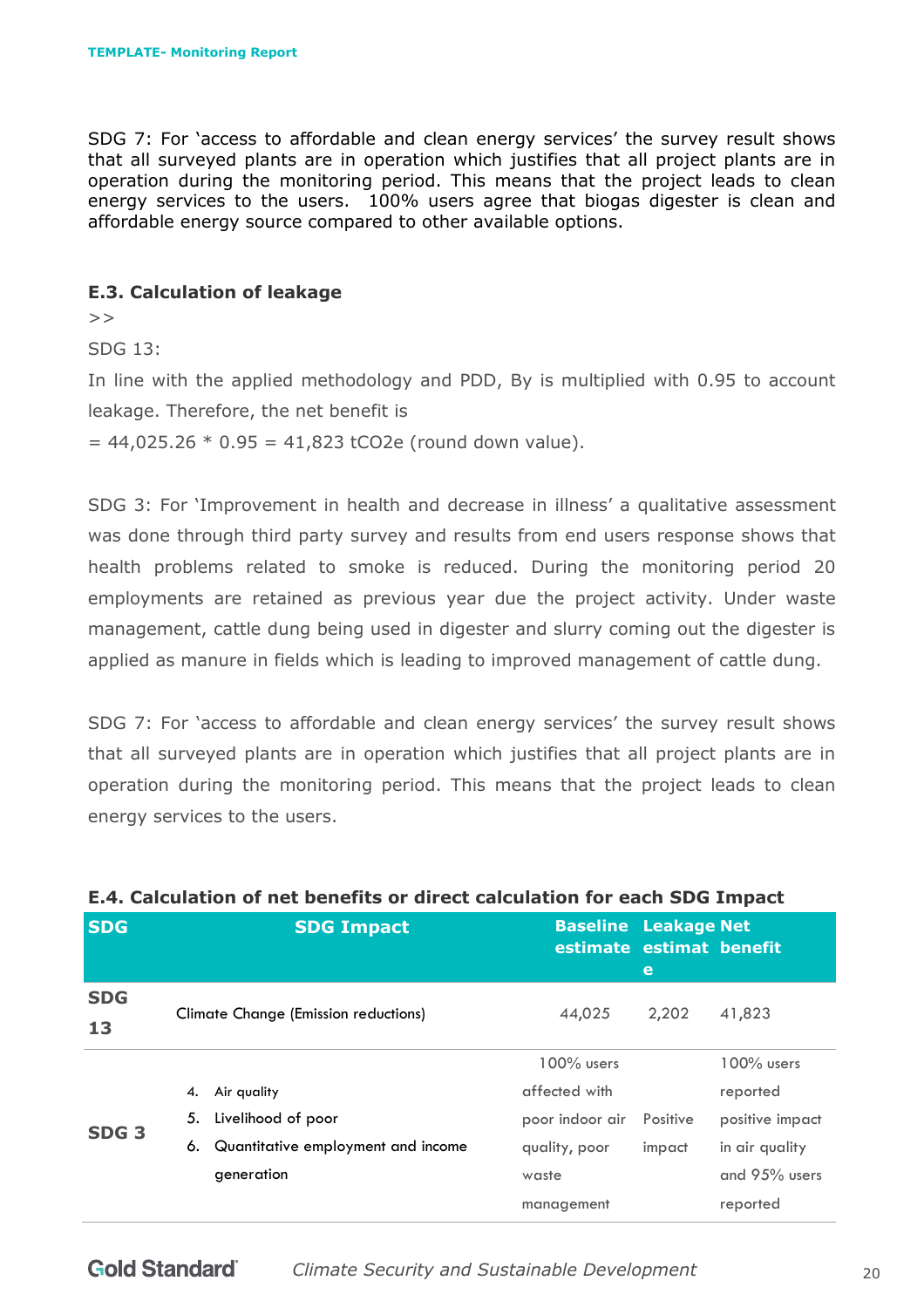SDG 7: For 'access to affordable and clean energy services' the survey result shows that all surveyed plants are in operation which justifies that all project plants are in operation during the monitoring period. This means that the project leads to clean energy services to the users.  100% users agree that biogas digester is clean and affordable energy source compared to other available options.

### E.3. Calculation of leakage

>>

SDG 13:

In line with the applied methodology and PDD, By is multiplied with 0.95 to account leakage. Therefore, the net benefit is

= 44,025.26 * 0.95 = 41,823 tCO2e (round down value).

SDG 3: For 'Improvement in health and decrease in illness' a qualitative assessment was done through third party survey and results from end users response shows that health problems related to smoke is reduced. During the monitoring period 20 employments are retained as previous year due the project activity. Under waste management, cattle dung being used in digester and slurry coming out the digester is applied as manure in fields which is leading to improved management of cattle dung.

SDG 7: For 'access to affordable and clean energy services' the survey result shows that all surveyed plants are in operation which justifies that all project plants are in operation during the monitoring period. This means that the project leads to clean energy services to the users.

### E.4. Calculation of net benefits or direct calculation for each SDG Impact

| SDG | SDG Impact | Baseline estimate | Leakage estimate | Net benefit |
|---|---|---|---|---|
| SDG 13 | Climate Change (Emission reductions) | 44,025 | 2,202 | 41,823 |
| SDG 3 | 4. Air quality<br>5. Livelihood of poor<br>6. Quantitative employment and income generation | 100% users affected with poor indoor air quality, poor waste management | Positive impact | 100% users reported positive impact in air quality and 95% users reported |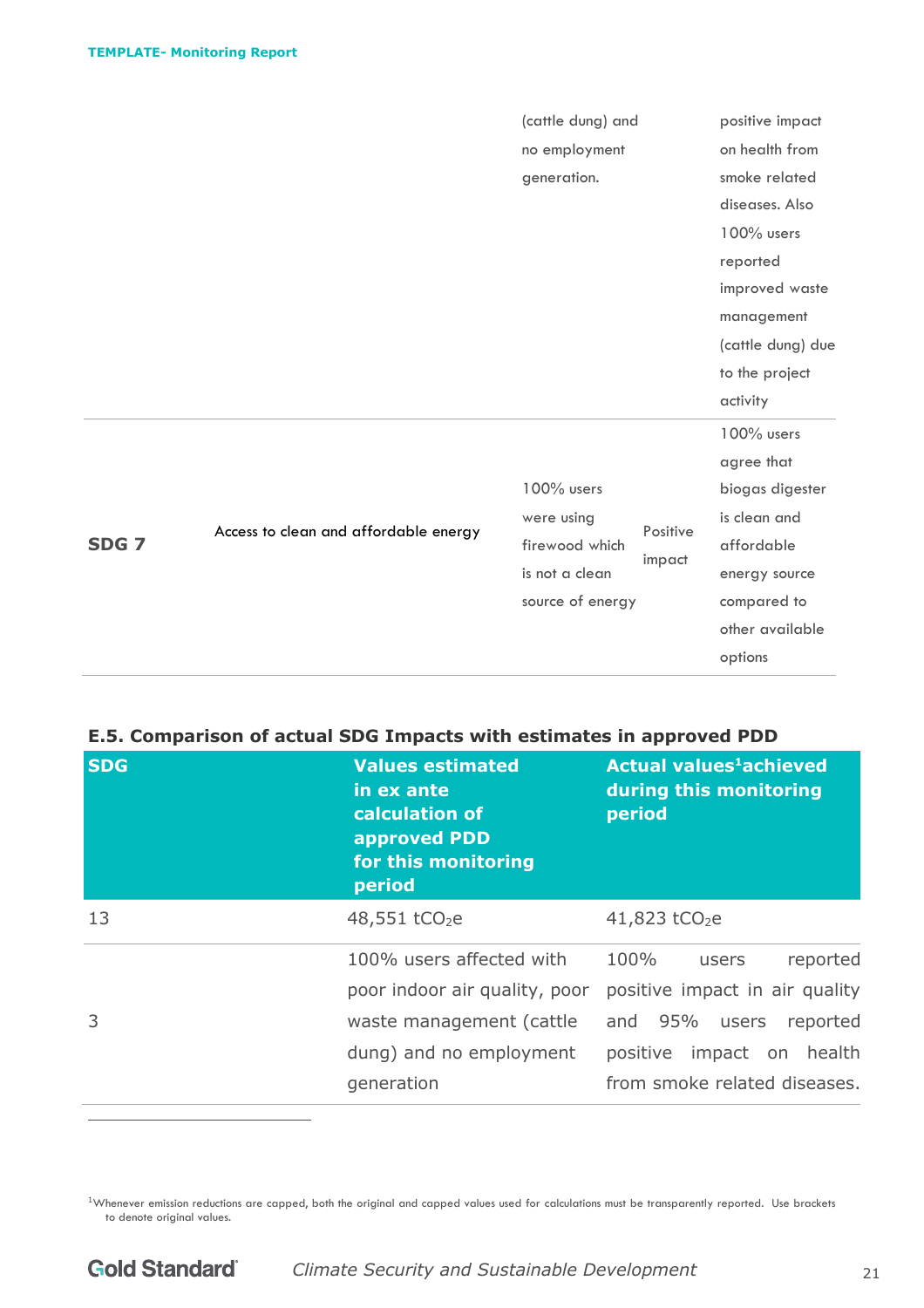| | | | | |
|---|---|---|---|---|
| | | (cattle dung) and no employment generation. | | positive impact on health from smoke related diseases. Also 100% users reported improved waste management (cattle dung) due to the project activity |
| **SDG 7** | Access to clean and affordable energy | 100% users were using firewood which is not a clean source of energy | Positive impact | 100% users agree that biogas digester is clean and affordable energy source compared to other available options |

### E.5. Comparison of actual SDG Impacts with estimates in approved PDD

| SDG | Values estimated in ex ante calculation of approved PDD for this monitoring period | Actual values[1] achieved during this monitoring period |
|---|---|---|
| 13 | 48,551 $tCO_2e$ | 41,823 $tCO_2e$ |
| 3 | 100% users affected with poor indoor air quality, poor waste management (cattle dung) and no employment generation | 100% users reported positive impact in air quality and 95% users reported positive impact on health from smoke related diseases. |

[1] Whenever emission reductions are capped, both the original and capped values used for calculations must be transparently reported. Use brackets to denote original values.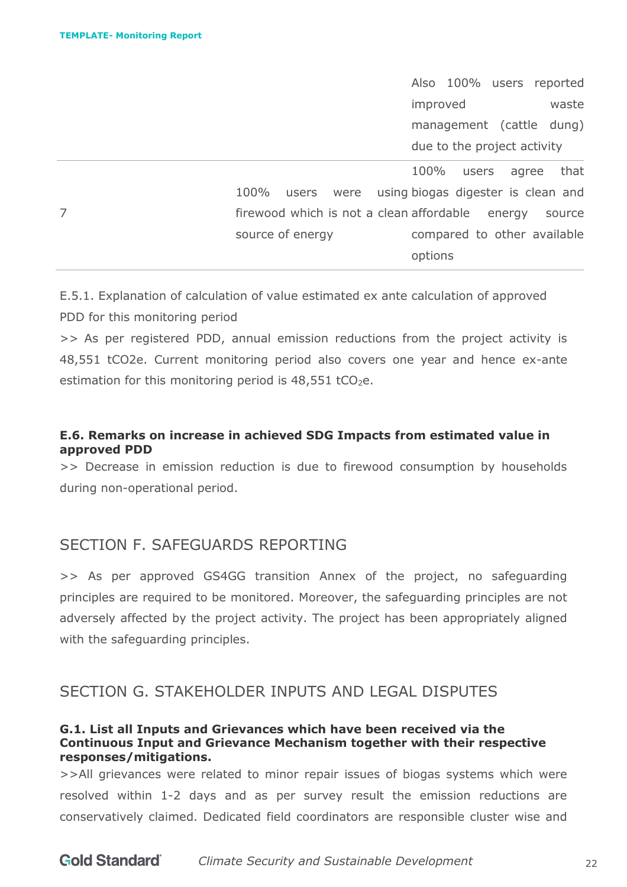| | | |
|---|---|---|
| | | Also 100% users reported improved waste management (cattle dung) due to the project activity |
| 7 | 100% users were using firewood which is not a clean source of energy | 100% users agree that biogas digester is clean and affordable energy source compared to other available options |

E.5.1. Explanation of calculation of value estimated ex ante calculation of approved PDD for this monitoring period

>> As per registered PDD, annual emission reductions from the project activity is 48,551 tCO2e. Current monitoring period also covers one year and hence ex-ante estimation for this monitoring period is 48,551 $tCO_2e$.

**E.6. Remarks on increase in achieved SDG Impacts from estimated value in approved PDD**

>> Decrease in emission reduction is due to firewood consumption by households during non-operational period.

## SECTION F. SAFEGUARDS REPORTING

>> As per approved GS4GG transition Annex of the project, no safeguarding principles are required to be monitored. Moreover, the safeguarding principles are not adversely affected by the project activity. The project has been appropriately aligned with the safeguarding principles.

## SECTION G. STAKEHOLDER INPUTS AND LEGAL DISPUTES

**G.1. List all Inputs and Grievances which have been received via the Continuous Input and Grievance Mechanism together with their respective responses/mitigations.**

>>All grievances were related to minor repair issues of biogas systems which were resolved within 1-2 days and as per survey result the emission reductions are conservatively claimed. Dedicated field coordinators are responsible cluster wise and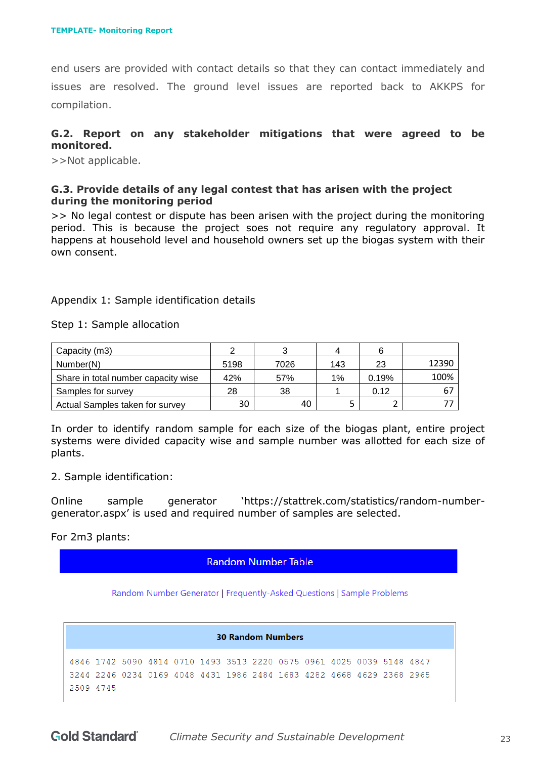end users are provided with contact details so that they can contact immediately and issues are resolved. The ground level issues are reported back to AKKPS for compilation.

### G.2. Report on any stakeholder mitigations that were agreed to be monitored.

>>Not applicable.

### G.3. Provide details of any legal contest that has arisen with the project during the monitoring period

>> No legal contest or dispute has been arisen with the project during the monitoring period. This is because the project soes not require any regulatory approval. It happens at household level and household owners set up the biogas system with their own consent.

Appendix 1: Sample identification details

Step 1: Sample allocation

| Capacity (m3) | 2 | 3 | 4 | 6 | |
|---|---|---|---|---|---|
| Number(N) | 5198 | 7026 | 143 | 23 | 12390 |
| Share in total number capacity wise | 42% | 57% | 1% | 0.19% | 100% |
| Samples for survey | 28 | 38 | 1 | 0.12 | 67 |
| Actual Samples taken for survey | 30 | 40 | 5 | 2 | 77 |

In order to identify random sample for each size of the biogas plant, entire project systems were divided capacity wise and sample number was allotted for each size of plants.

2. Sample identification:

Online sample generator 'https://stattrek.com/statistics/random-number-generator.aspx' is used and required number of samples are selected.

For 2m3 plants:

Random Number Table

Random Number Generator | Frequently-Asked Questions | Sample Problems

**30 Random Numbers**

4846 1742 5090 4814 0710 1493 3513 2220 0575 0961 4025 0039 5148 4847 3244 2246 0234 0169 4048 4431 1986 2484 1683 4282 4668 4629 2368 2965 2509 4745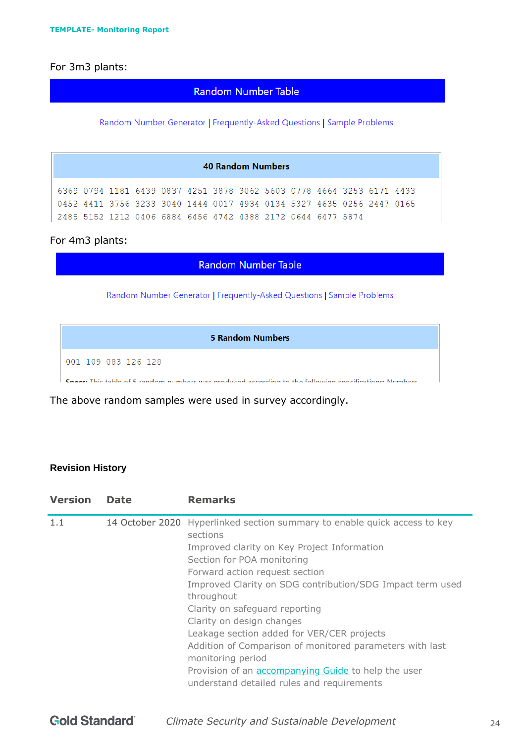For 3m3 plants:

**Random Number Table**

Random Number Generator | Frequently-Asked Questions | Sample Problems

| 40 Random Numbers |
|---|
| 6369 0794 1181 6439 0837 4251 3878 3062 5603 0778 4664 3253 6171 4433 |
| 0452 4411 3756 3233 3040 1444 0017 4934 0134 5327 4635 0256 2447 0165 |
| 2485 5152 1212 0406 6884 6456 4742 4388 2172 0644 6477 5874 |

For 4m3 plants:

**Random Number Table**

Random Number Generator | Frequently-Asked Questions | Sample Problems

| 5 Random Numbers |
|---|
| 001 109 083 126 128 |

Specs: This table of 5 random numbers was produced according to the following specifications: Numbers

The above random samples were used in survey accordingly.

**Revision History**

| Version | Date | Remarks |
|---|---|---|
| 1.1 | 14 October 2020 | Hyperlinked section summary to enable quick access to key sections<br>Improved clarity on Key Project Information<br>Section for POA monitoring<br>Forward action request section<br>Improved Clarity on SDG contribution/SDG Impact term used throughout<br>Clarity on safeguard reporting<br>Clarity on design changes<br>Leakage section added for VER/CER projects<br>Addition of Comparison of monitored parameters with last monitoring period<br>Provision of an accompanying Guide to help the user understand detailed rules and requirements |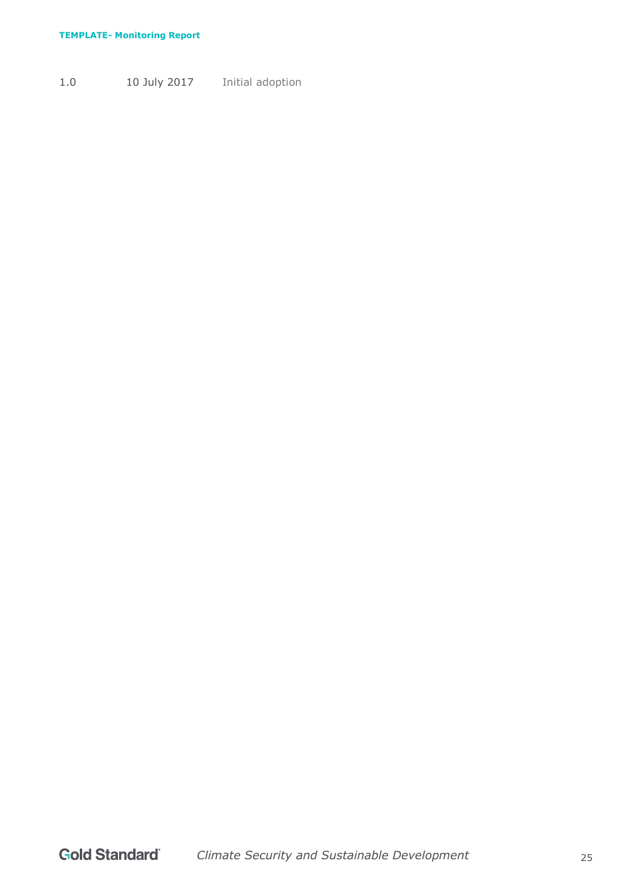| | | |
|---|---|---|
| 1.0 | 10 July 2017 | Initial adoption |